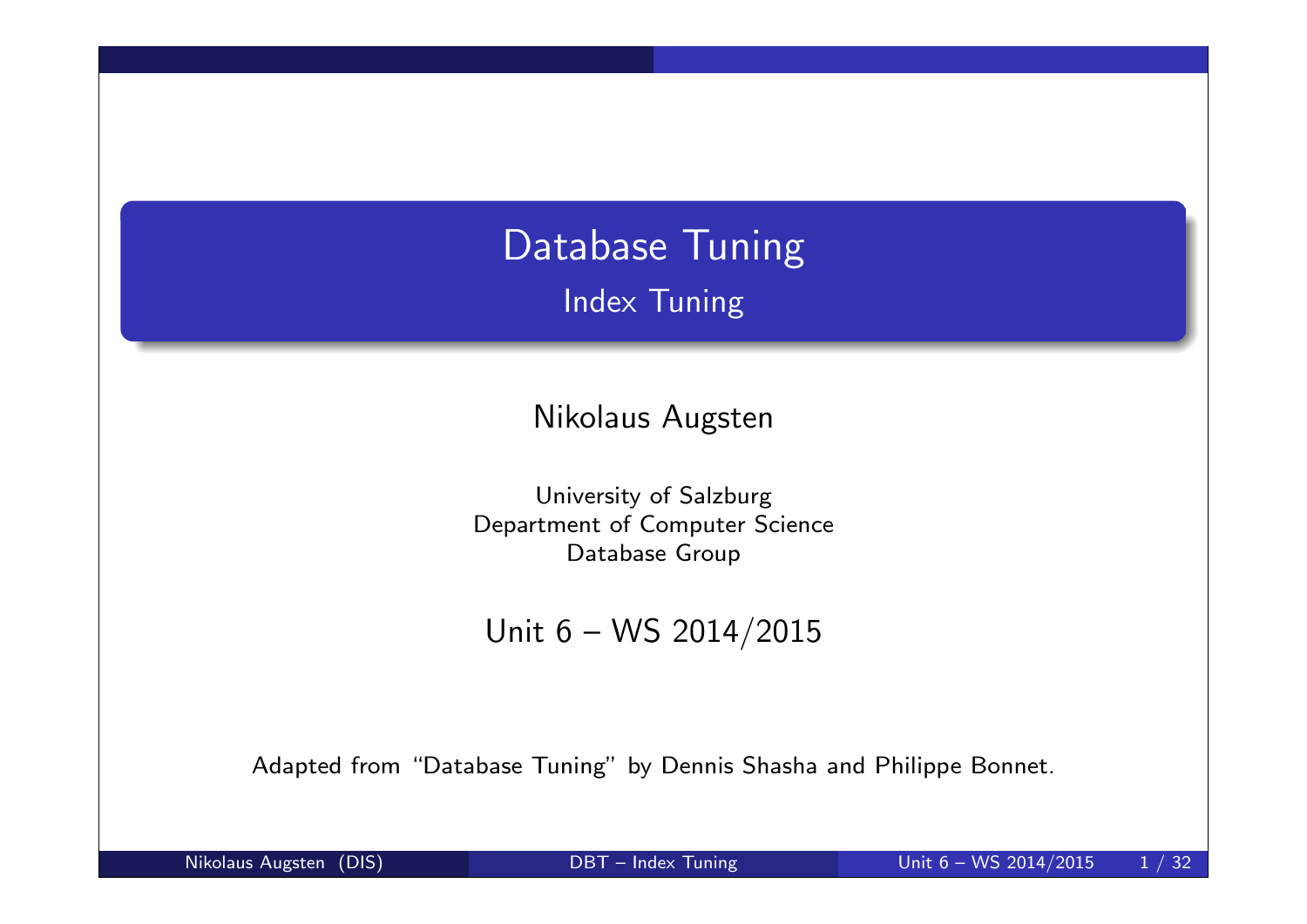# Database Tuning

## Index Tuning

Nikolaus Augsten

University of Salzburg
Department of Computer Science
Database Group

Unit 6 – WS 2014/2015

Adapted from "Database Tuning" by Dennis Shasha and Philippe Bonnet.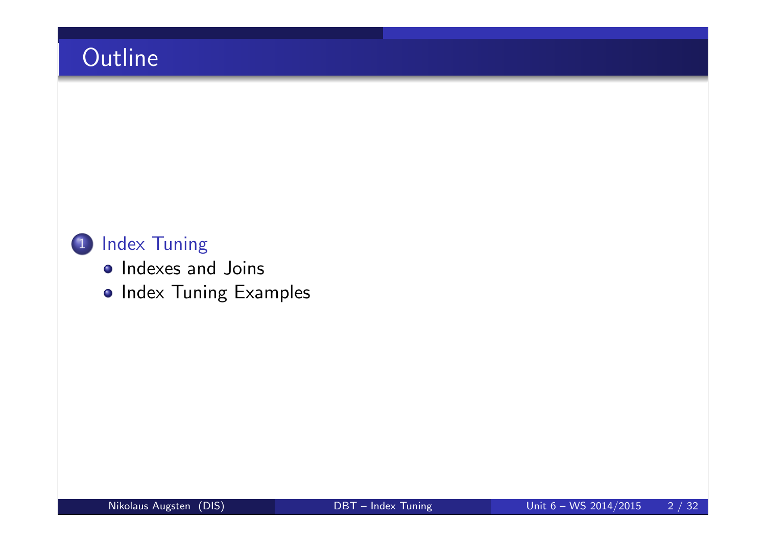# Outline

1. Index Tuning
   - Indexes and Joins
   - Index Tuning Examples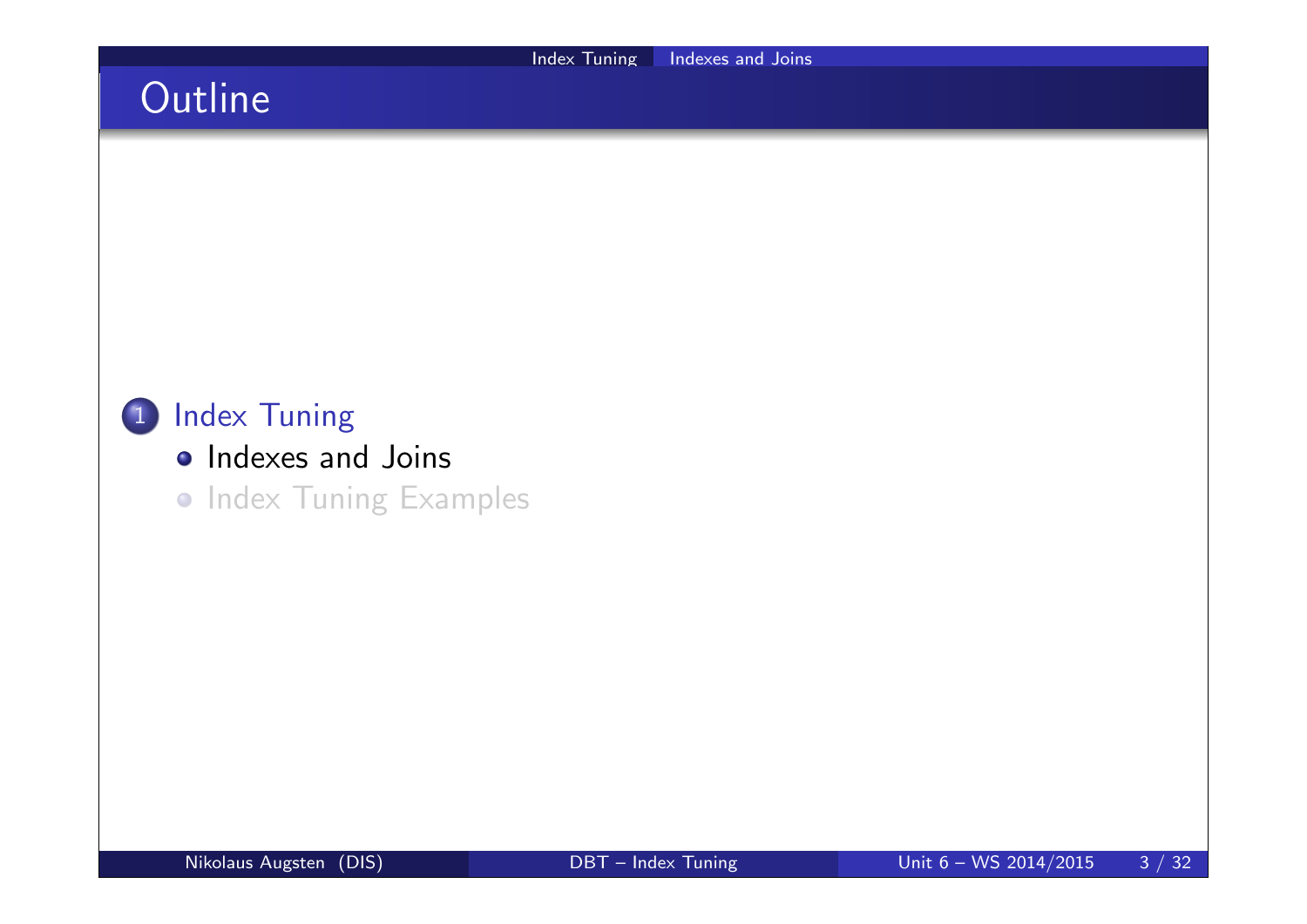# Outline

1. Index Tuning
   - Indexes and Joins
   - Index Tuning Examples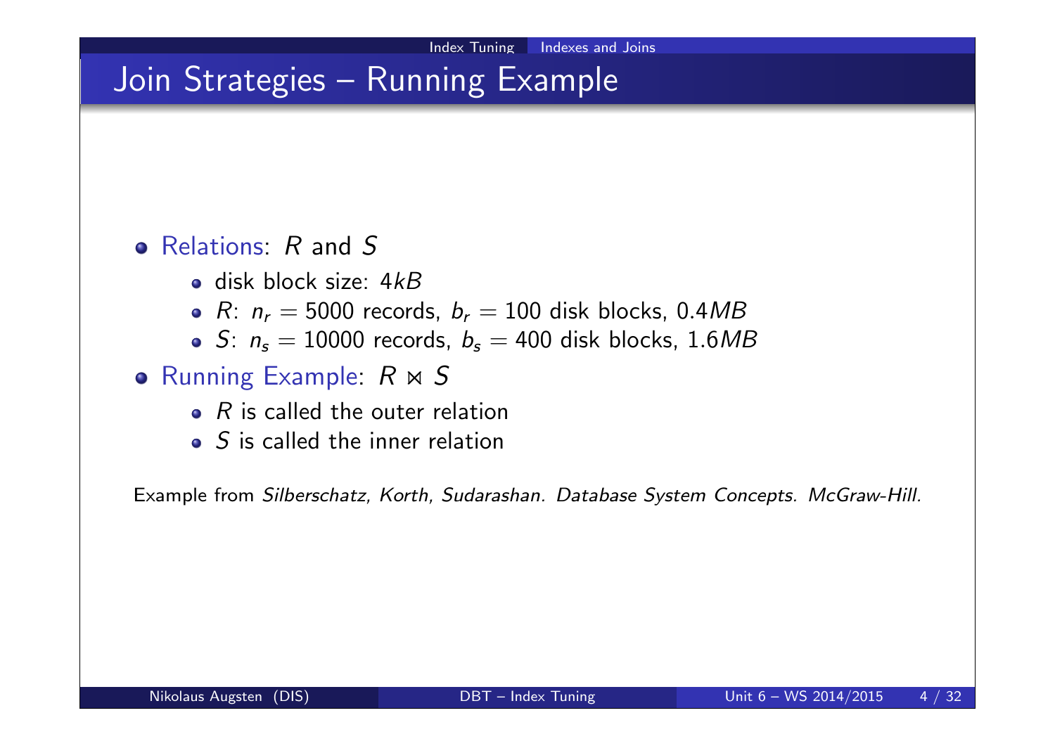# Join Strategies – Running Example

- Relations: $R$ and $S$
  - disk block size: $4kB$
  - $R$: $n_r = 5000$ records, $b_r = 100$ disk blocks, $0.4MB$
  - $S$: $n_s = 10000$ records, $b_s = 400$ disk blocks, $1.6MB$
- Running Example: $R \bowtie S$
  - $R$ is called the outer relation
  - $S$ is called the inner relation

Example from *Silberschatz, Korth, Sudarashan. Database System Concepts. McGraw-Hill.*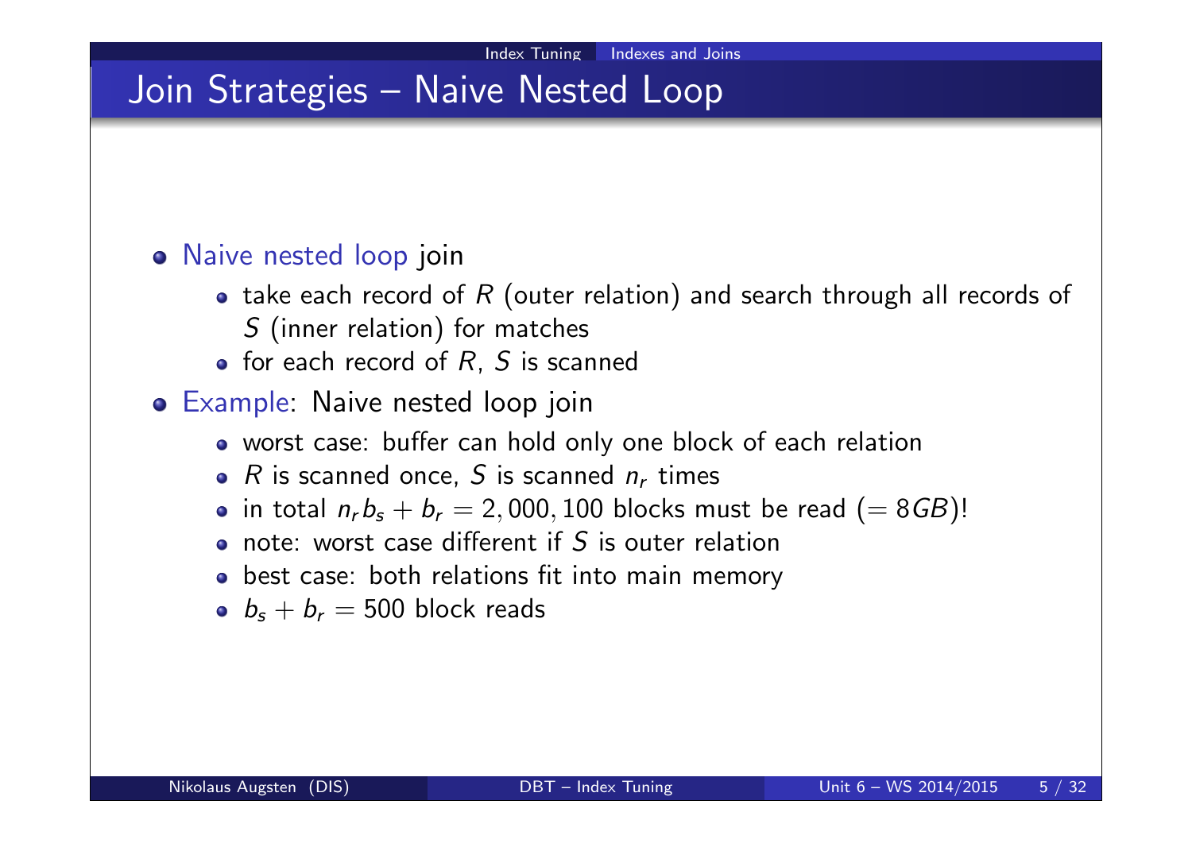# Join Strategies – Naive Nested Loop

- Naive nested loop join
  - take each record of $R$ (outer relation) and search through all records of $S$ (inner relation) for matches
  - for each record of $R$, $S$ is scanned
- Example: Naive nested loop join
  - worst case: buffer can hold only one block of each relation
  - $R$ is scanned once, $S$ is scanned $n_r$ times
  - in total $n_r b_s + b_r = 2,000,100$ blocks must be read ($= 8GB$)!
  - note: worst case different if $S$ is outer relation
  - best case: both relations fit into main memory
  - $b_s + b_r = 500$ block reads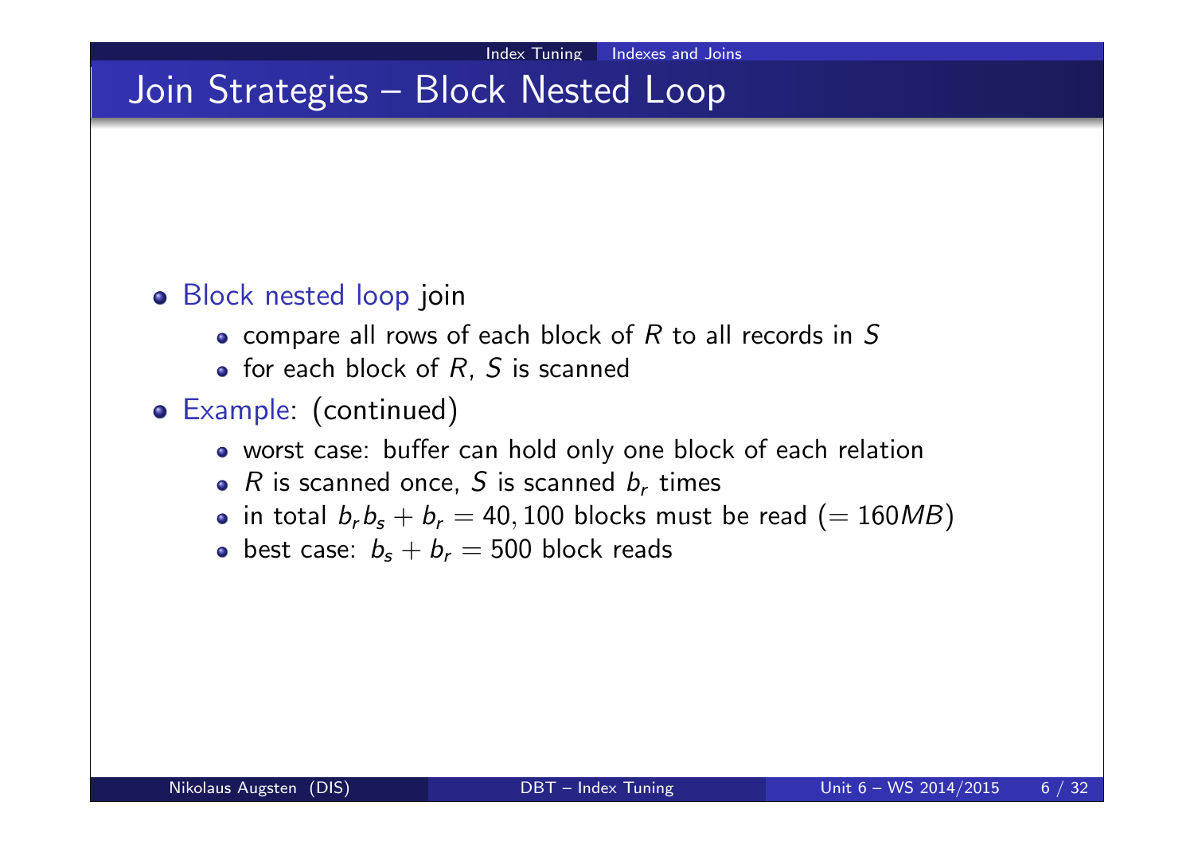# Join Strategies – Block Nested Loop

- Block nested loop join
  - compare all rows of each block of $R$ to all records in $S$
  - for each block of $R$, $S$ is scanned
- Example: (continued)
  - worst case: buffer can hold only one block of each relation
  - $R$ is scanned once, $S$ is scanned $b_r$ times
  - in total $b_r b_s + b_r = 40,100$ blocks must be read ($= 160MB$)
  - best case: $b_s + b_r = 500$ block reads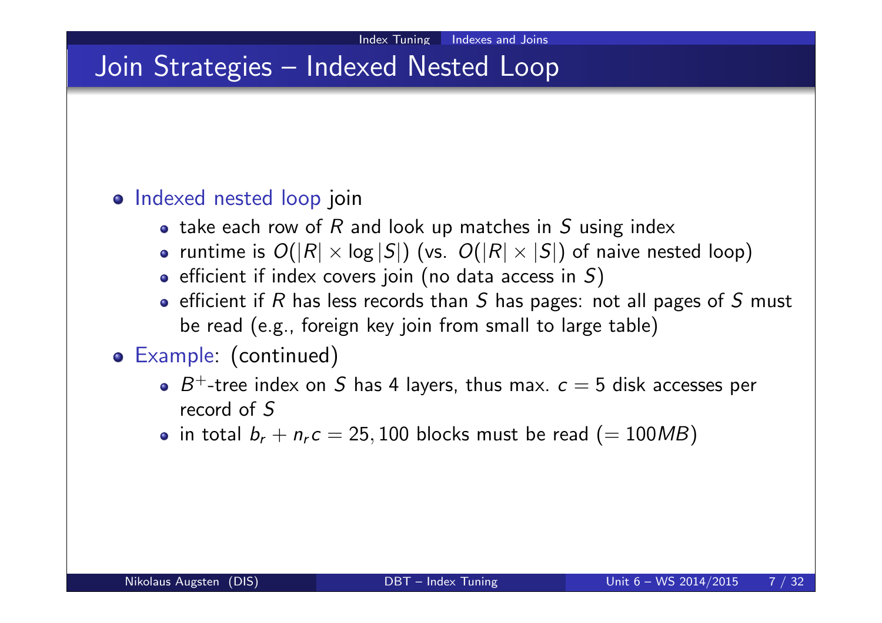# Join Strategies – Indexed Nested Loop

- Indexed nested loop join
  - take each row of $R$ and look up matches in $S$ using index
  - runtime is $O(|R| \times \log |S|)$ (vs. $O(|R| \times |S|)$ of naive nested loop)
  - efficient if index covers join (no data access in $S$)
  - efficient if $R$ has less records than $S$ has pages: not all pages of $S$ must be read (e.g., foreign key join from small to large table)
- Example: (continued)
  - $B^+$-tree index on $S$ has 4 layers, thus max. $c = 5$ disk accesses per record of $S$
  - in total $b_r + n_r c = 25,100$ blocks must be read ($= 100MB$)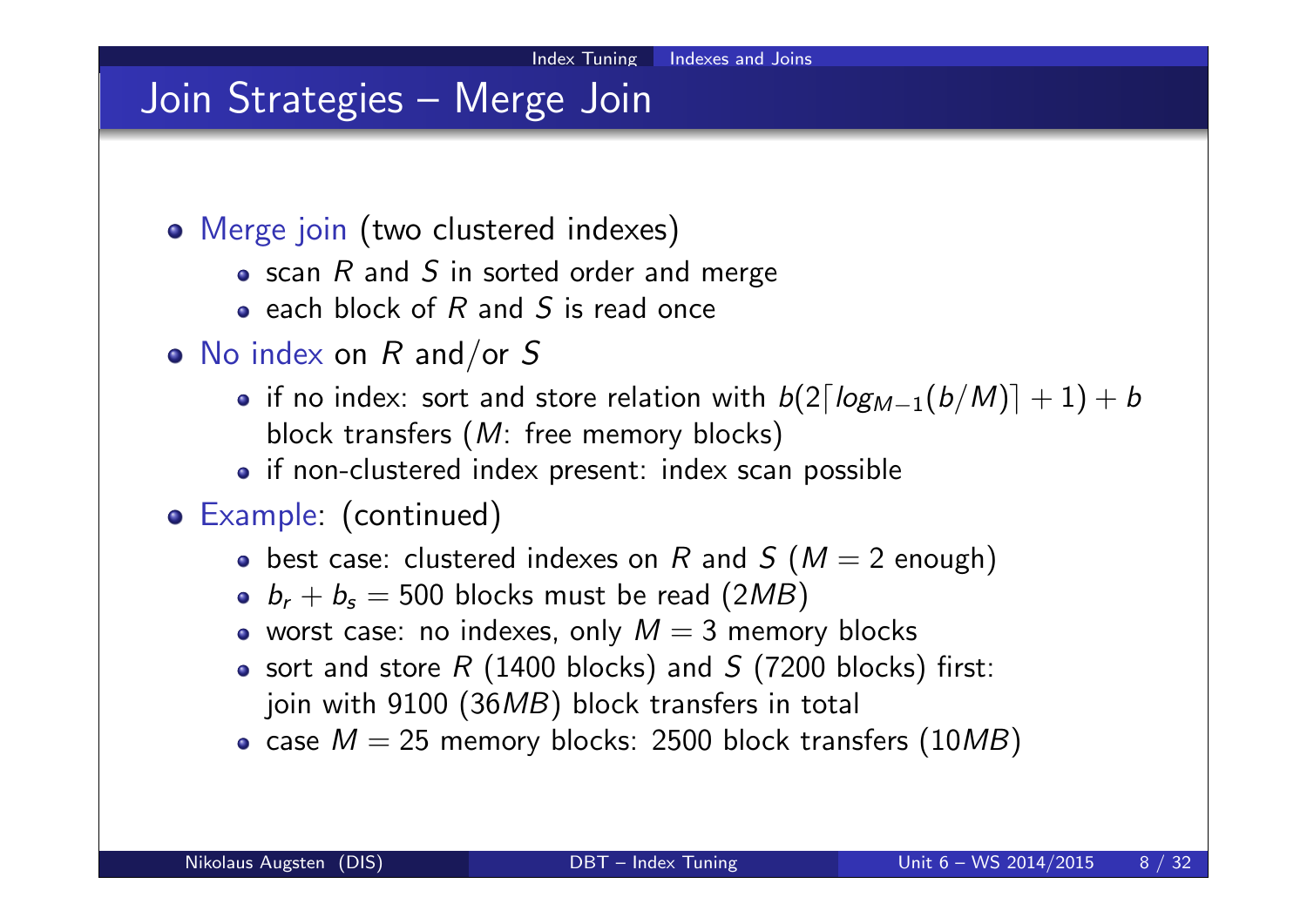# Join Strategies – Merge Join

- Merge join (two clustered indexes)
  - scan $R$ and $S$ in sorted order and merge
  - each block of $R$ and $S$ is read once
- No index on $R$ and/or $S$
  - if no index: sort and store relation with $b(2\lceil log_{M-1}(b/M)\rceil + 1) + b$ block transfers ($M$: free memory blocks)
  - if non-clustered index present: index scan possible
- Example: (continued)
  - best case: clustered indexes on $R$ and $S$ ($M = 2$ enough)
  - $b_r + b_s = 500$ blocks must be read ($2MB$)
  - worst case: no indexes, only $M = 3$ memory blocks
  - sort and store $R$ (1400 blocks) and $S$ (7200 blocks) first: join with 9100 ($36MB$) block transfers in total
  - case $M = 25$ memory blocks: 2500 block transfers ($10MB$)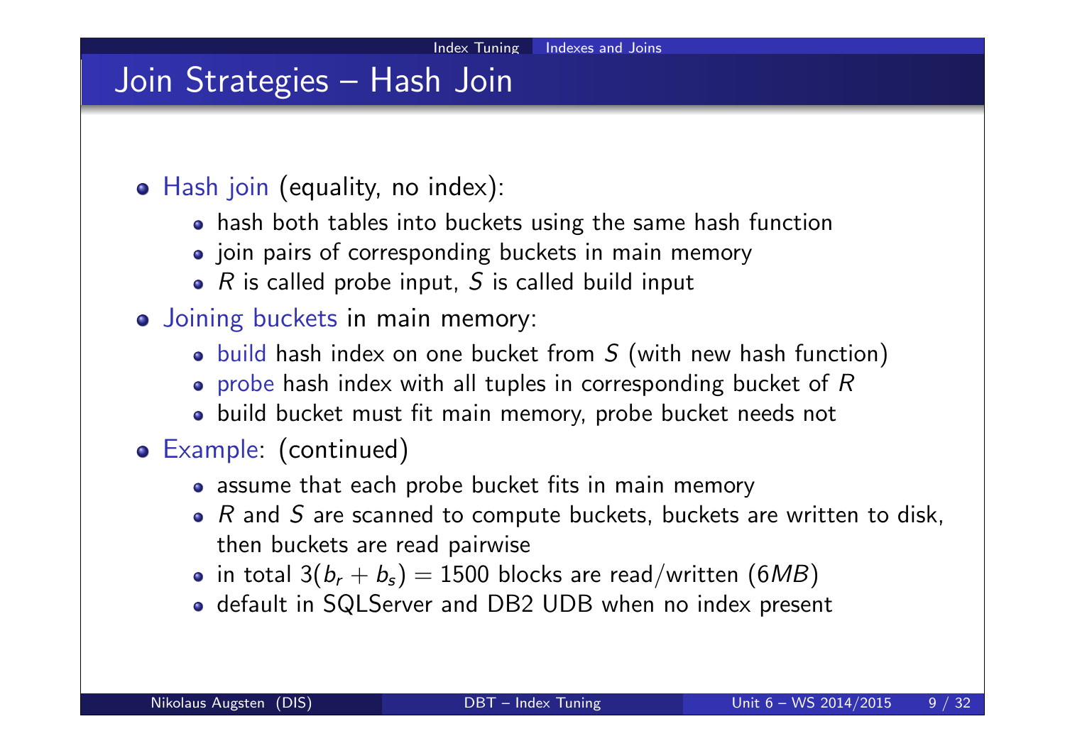# Join Strategies – Hash Join

- Hash join (equality, no index):
  - hash both tables into buckets using the same hash function
  - join pairs of corresponding buckets in main memory
  - $R$ is called probe input, $S$ is called build input
- Joining buckets in main memory:
  - build hash index on one bucket from $S$ (with new hash function)
  - probe hash index with all tuples in corresponding bucket of $R$
  - build bucket must fit main memory, probe bucket needs not
- Example: (continued)
  - assume that each probe bucket fits in main memory
  - $R$ and $S$ are scanned to compute buckets, buckets are written to disk, then buckets are read pairwise
  - in total $3(b_r + b_s) = 1500$ blocks are read/written ($6MB$)
  - default in SQLServer and DB2 UDB when no index present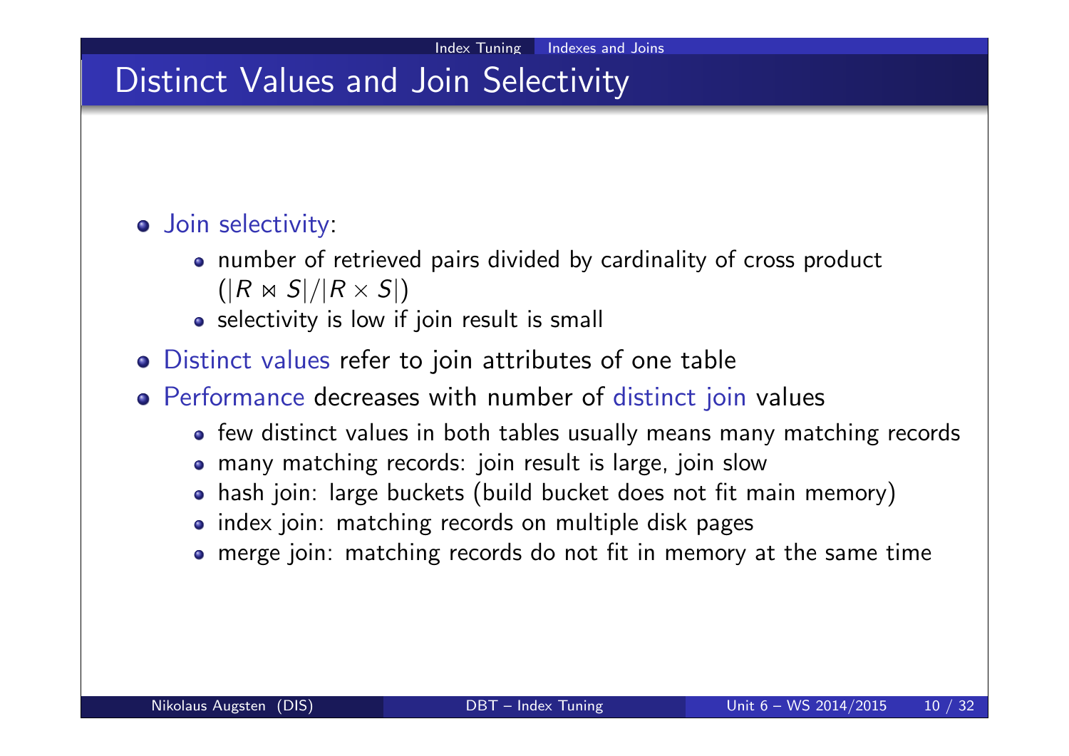# Distinct Values and Join Selectivity

- Join selectivity:
  - number of retrieved pairs divided by cardinality of cross product ($|R \bowtie S| / |R \times S|$)
  - selectivity is low if join result is small
- Distinct values refer to join attributes of one table
- Performance decreases with number of distinct join values
  - few distinct values in both tables usually means many matching records
  - many matching records: join result is large, join slow
  - hash join: large buckets (build bucket does not fit main memory)
  - index join: matching records on multiple disk pages
  - merge join: matching records do not fit in memory at the same time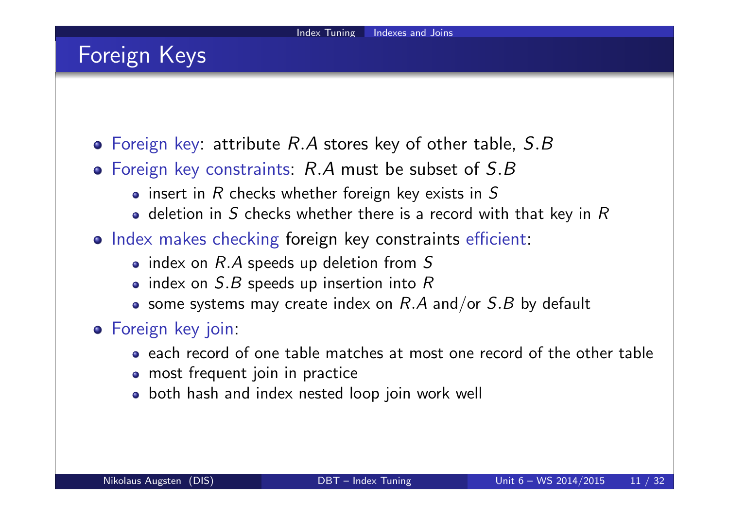# Foreign Keys

- Foreign key: attribute $R.A$ stores key of other table, $S.B$
- Foreign key constraints: $R.A$ must be subset of $S.B$
  - insert in $R$ checks whether foreign key exists in $S$
  - deletion in $S$ checks whether there is a record with that key in $R$
- Index makes checking foreign key constraints efficient:
  - index on $R.A$ speeds up deletion from $S$
  - index on $S.B$ speeds up insertion into $R$
  - some systems may create index on $R.A$ and/or $S.B$ by default
- Foreign key join:
  - each record of one table matches at most one record of the other table
  - most frequent join in practice
  - both hash and index nested loop join work well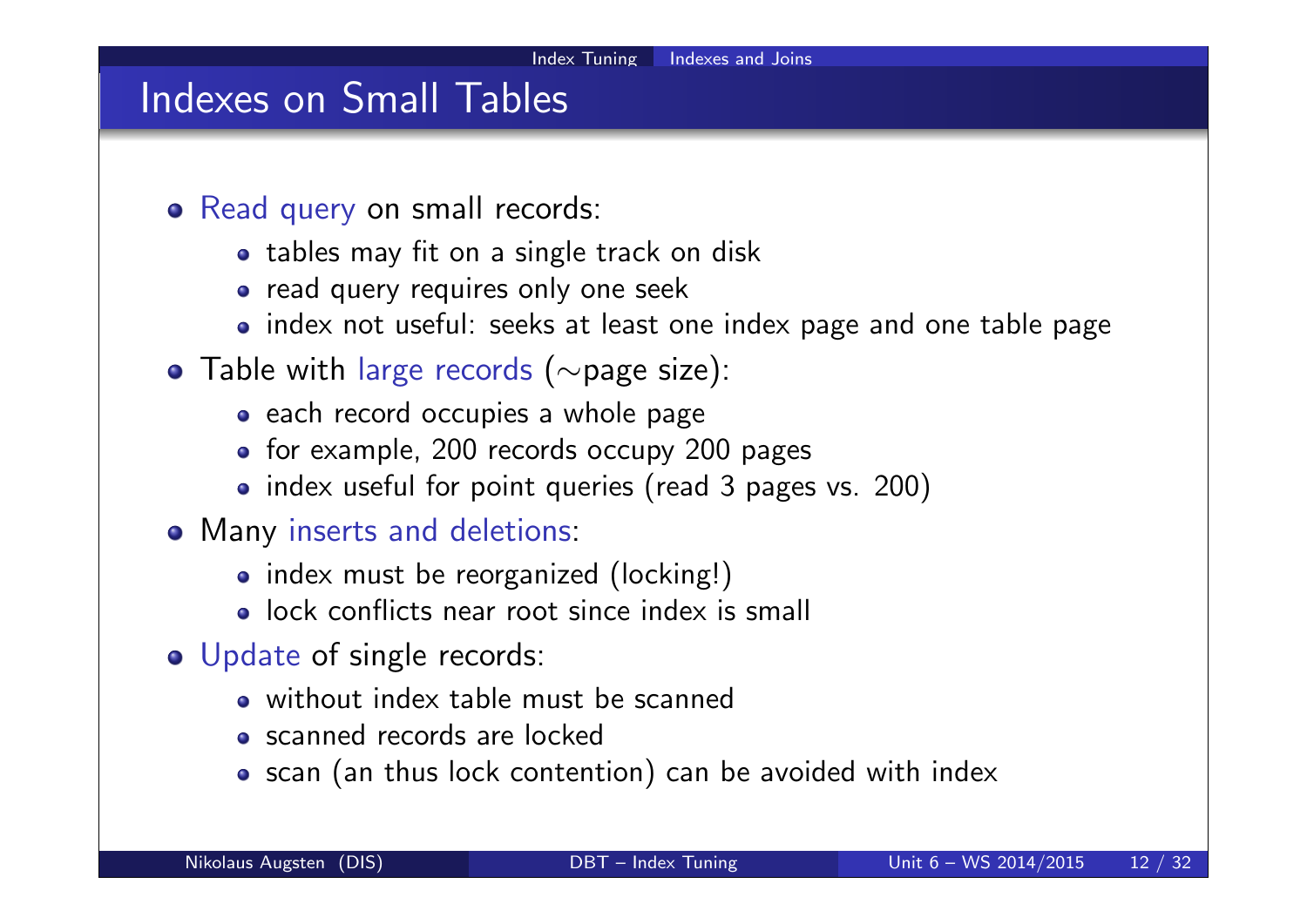# Indexes on Small Tables

- Read query on small records:
  - tables may fit on a single track on disk
  - read query requires only one seek
  - index not useful: seeks at least one index page and one table page
- Table with large records (∼page size):
  - each record occupies a whole page
  - for example, 200 records occupy 200 pages
  - index useful for point queries (read 3 pages vs. 200)
- Many inserts and deletions:
  - index must be reorganized (locking!)
  - lock conflicts near root since index is small
- Update of single records:
  - without index table must be scanned
  - scanned records are locked
  - scan (an thus lock contention) can be avoided with index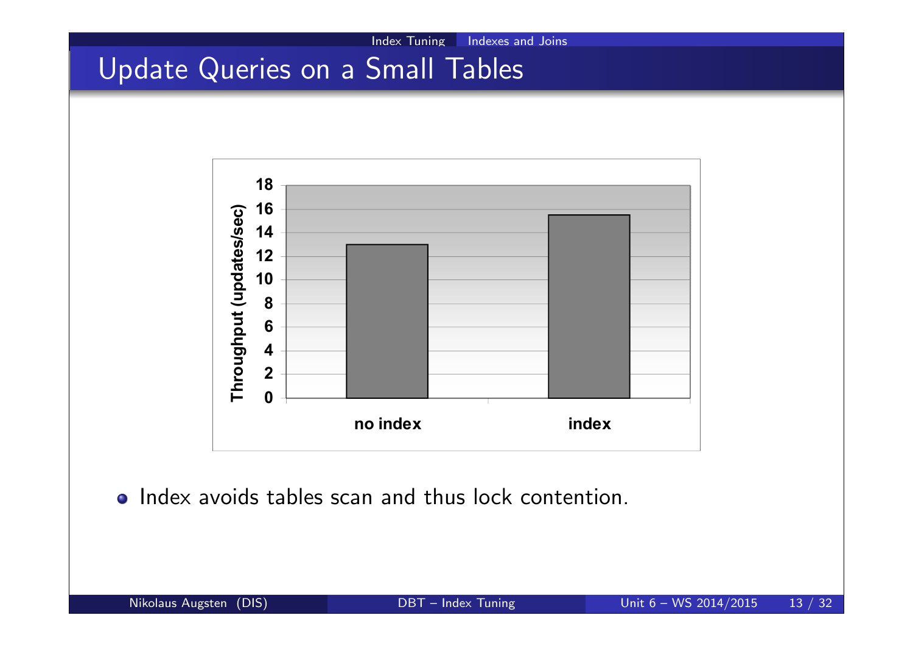# Update Queries on a Small Tables

- Index avoids tables scan and thus lock contention.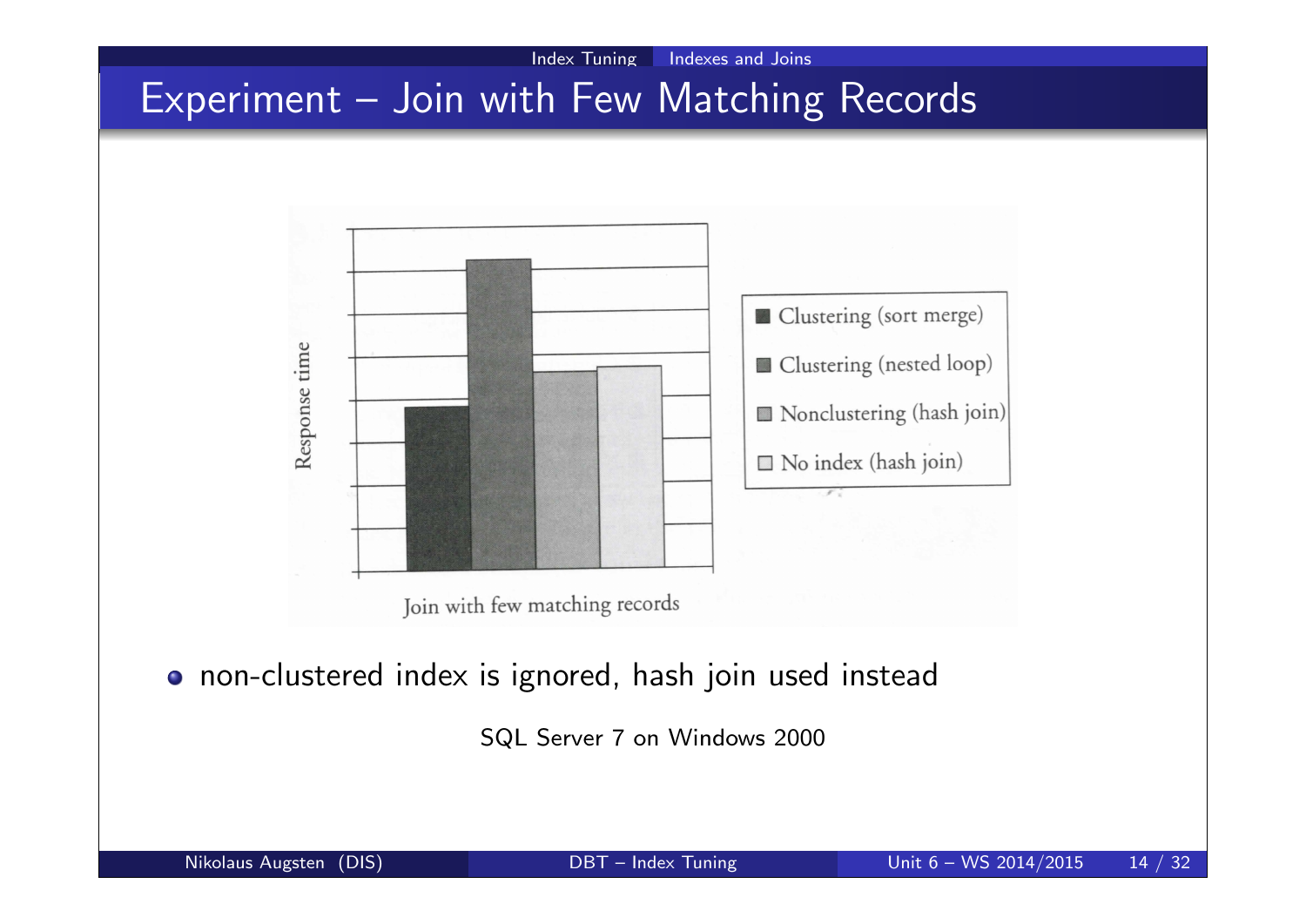# Experiment – Join with Few Matching Records

Response time

- Clustering (sort merge)
- Clustering (nested loop)
- Nonclustering (hash join)
- No index (hash join)

Join with few matching records

- non-clustered index is ignored, hash join used instead

SQL Server 7 on Windows 2000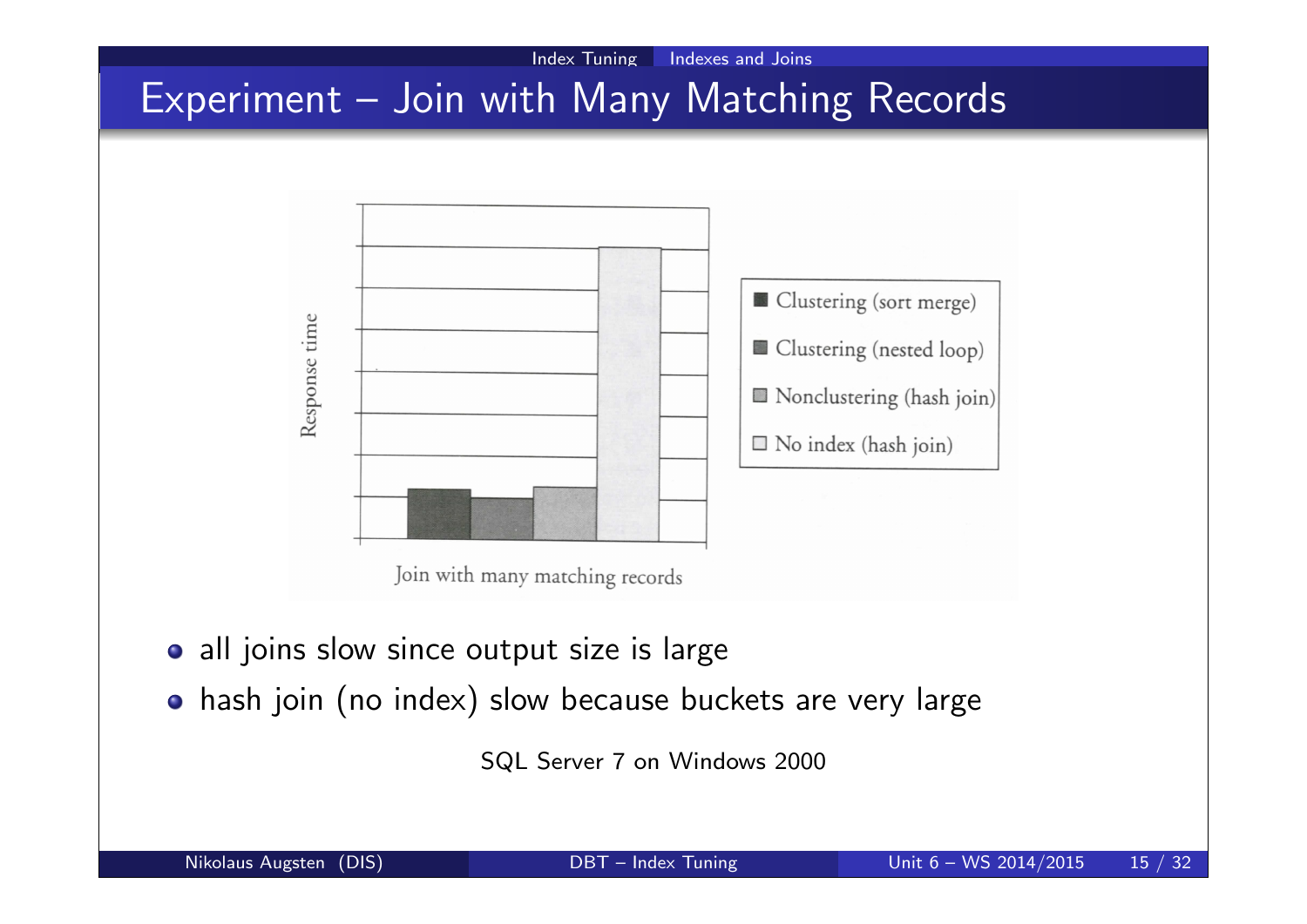# Experiment – Join with Many Matching Records

Response time

- Clustering (sort merge)
- Clustering (nested loop)
- Nonclustering (hash join)
- No index (hash join)

Join with many matching records

- all joins slow since output size is large
- hash join (no index) slow because buckets are very large

SQL Server 7 on Windows 2000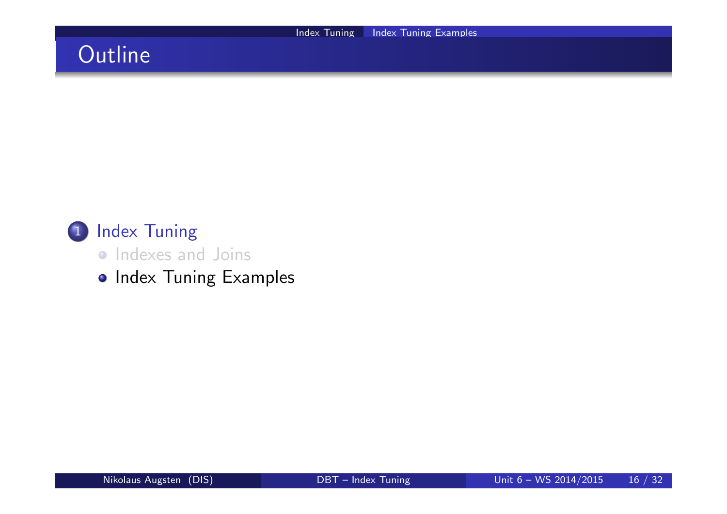# Outline

1. Index Tuning
   - Indexes and Joins
   - Index Tuning Examples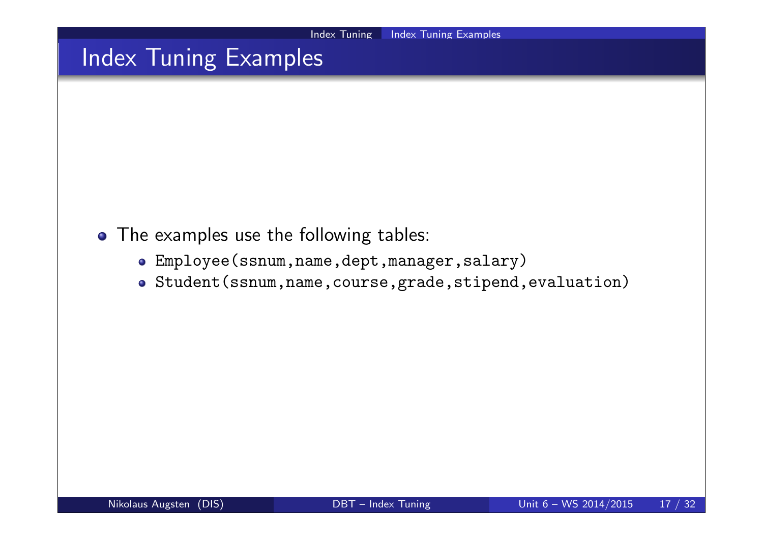# Index Tuning Examples

- The examples use the following tables:
  - `Employee(ssnum,name,dept,manager,salary)`
  - `Student(ssnum,name,course,grade,stipend,evaluation)`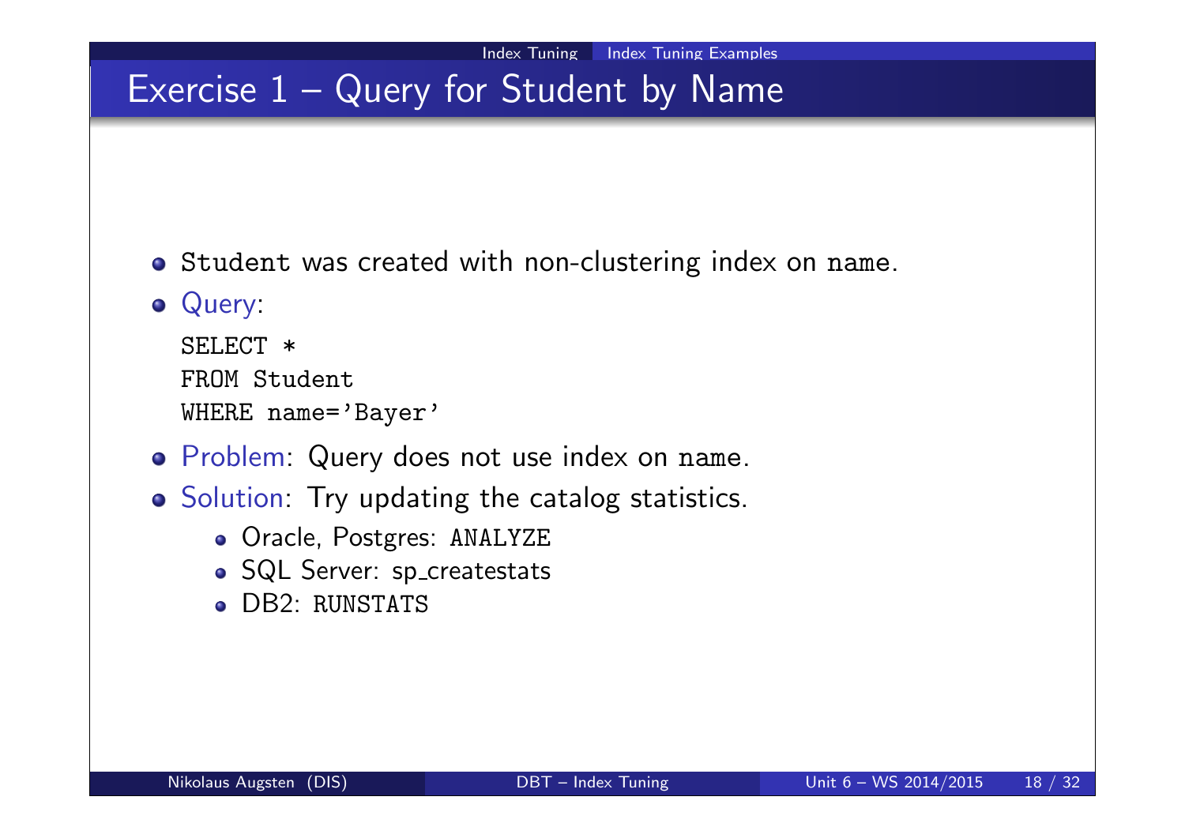# Exercise 1 – Query for Student by Name

- Student was created with non-clustering index on name.
- Query:

```
SELECT *
FROM Student
WHERE name='Bayer'
```

- Problem: Query does not use index on name.
- Solution: Try updating the catalog statistics.
  - Oracle, Postgres: ANALYZE
  - SQL Server: sp_createstats
  - DB2: RUNSTATS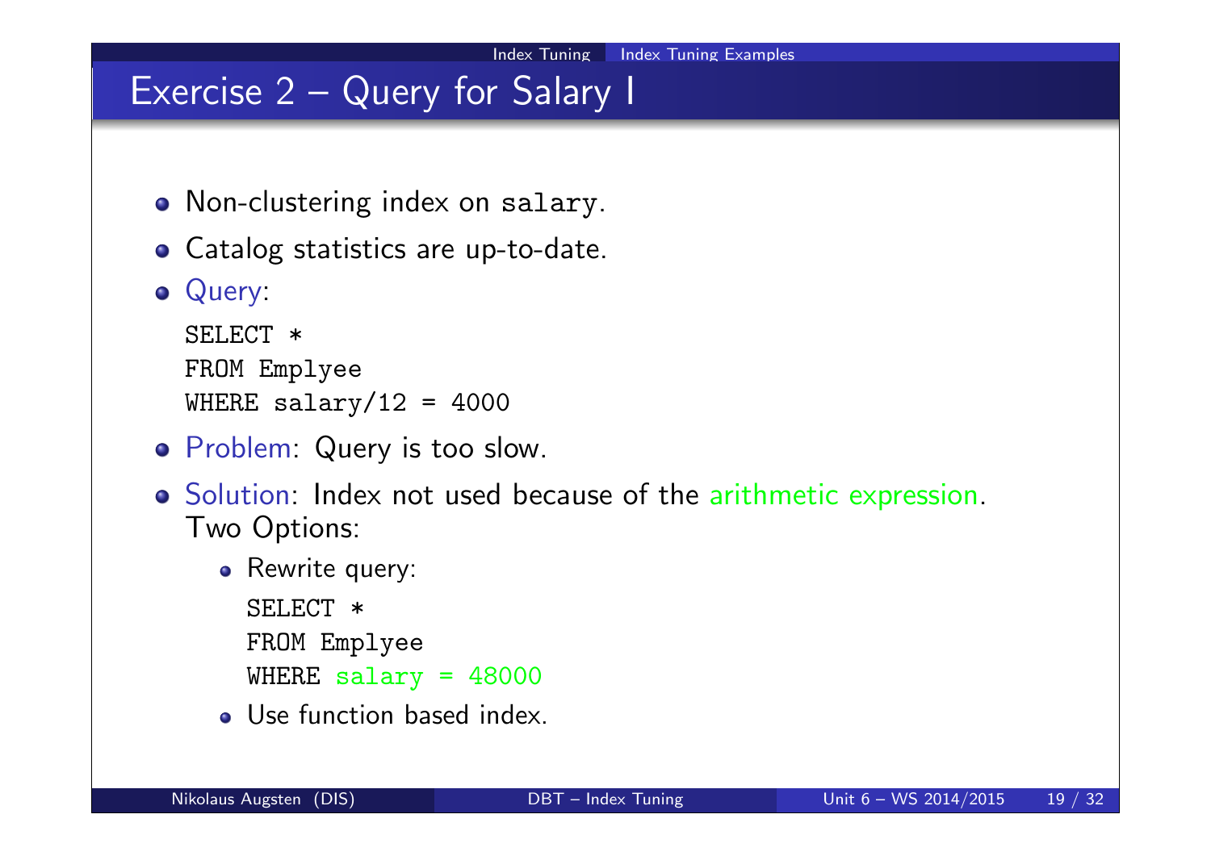# Exercise 2 – Query for Salary I

- Non-clustering index on `salary`.
- Catalog statistics are up-to-date.
- Query:

```
SELECT *
FROM Emplyee
WHERE salary/12 = 4000
```

- Problem: Query is too slow.
- Solution: Index not used because of the arithmetic expression.
  Two Options:
  - Rewrite query:

    ```
    SELECT *
    FROM Emplyee
    WHERE salary = 48000
    ```

  - Use function based index.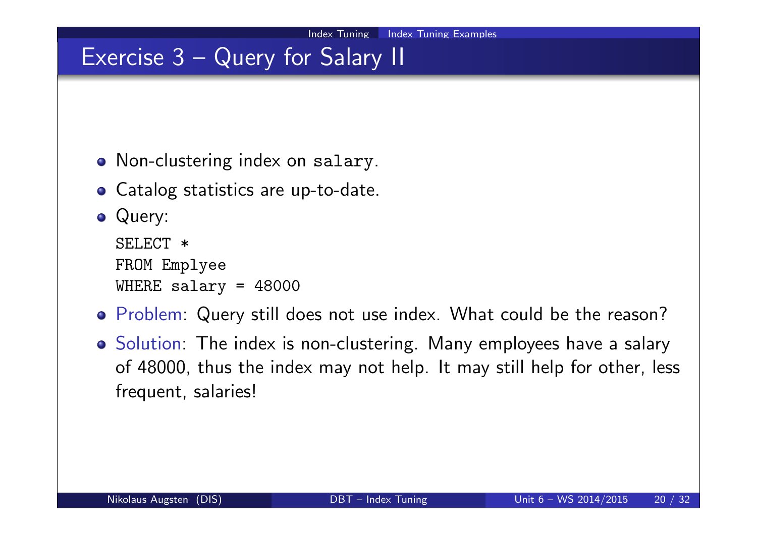# Exercise 3 – Query for Salary II

- Non-clustering index on `salary`.
- Catalog statistics are up-to-date.
- Query:

```
SELECT *
FROM Emplyee
WHERE salary = 48000
```

- Problem: Query still does not use index. What could be the reason?
- Solution: The index is non-clustering. Many employees have a salary of 48000, thus the index may not help. It may still help for other, less frequent, salaries!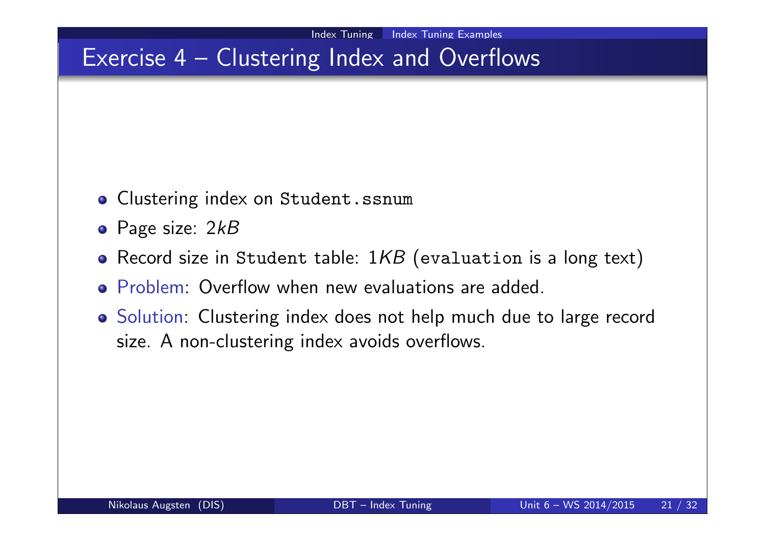# Exercise 4 – Clustering Index and Overflows

- Clustering index on `Student.ssnum`
- Page size: $2kB$
- Record size in `Student` table: $1KB$ (`evaluation` is a long text)
- Problem: Overflow when new evaluations are added.
- Solution: Clustering index does not help much due to large record size. A non-clustering index avoids overflows.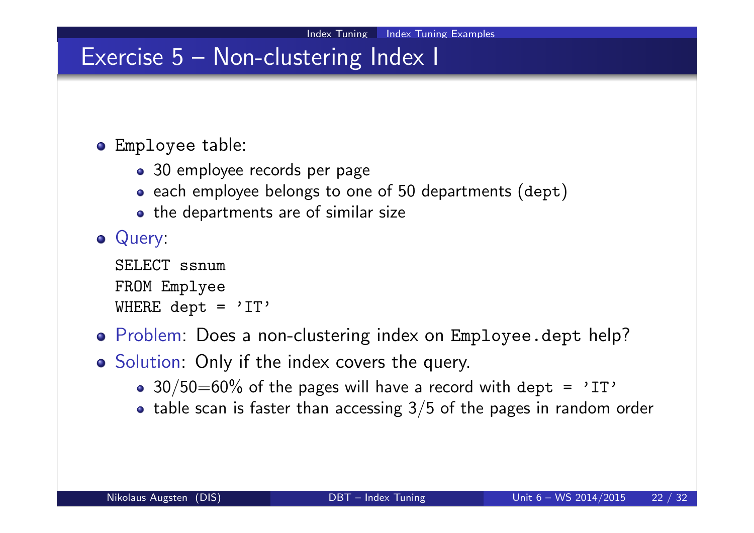# Exercise 5 – Non-clustering Index I

- Employee table:
  - 30 employee records per page
  - each employee belongs to one of 50 departments (dept)
  - the departments are of similar size
- Query:

```
SELECT ssnum
FROM Emplyee
WHERE dept = 'IT'
```

- Problem: Does a non-clustering index on Employee.dept help?
- Solution: Only if the index covers the query.
  - $30/50 = 60\%$ of the pages will have a record with dept = 'IT'
  - table scan is faster than accessing $3/5$ of the pages in random order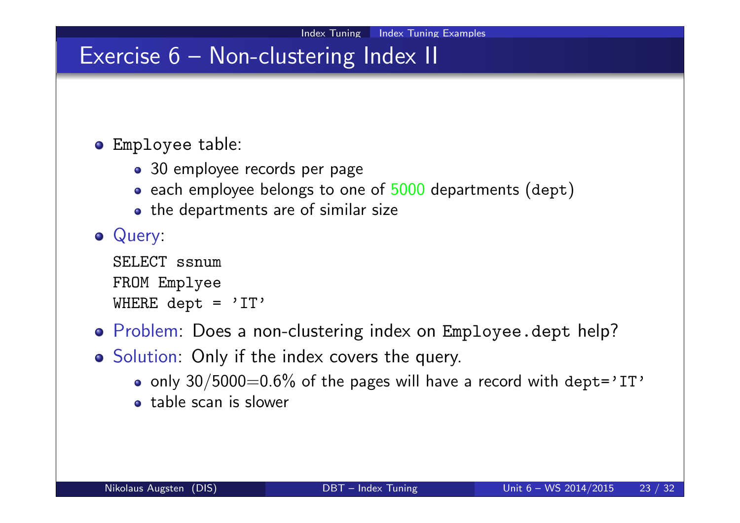# Exercise 6 – Non-clustering Index II

- Employee table:
  - 30 employee records per page
  - each employee belongs to one of 5000 departments (dept)
  - the departments are of similar size
- Query:

```
SELECT ssnum
FROM Emplyee
WHERE dept = 'IT'
```

- Problem: Does a non-clustering index on Employee.dept help?
- Solution: Only if the index covers the query.
  - only 30/5000=0.6% of the pages will have a record with dept='IT'
  - table scan is slower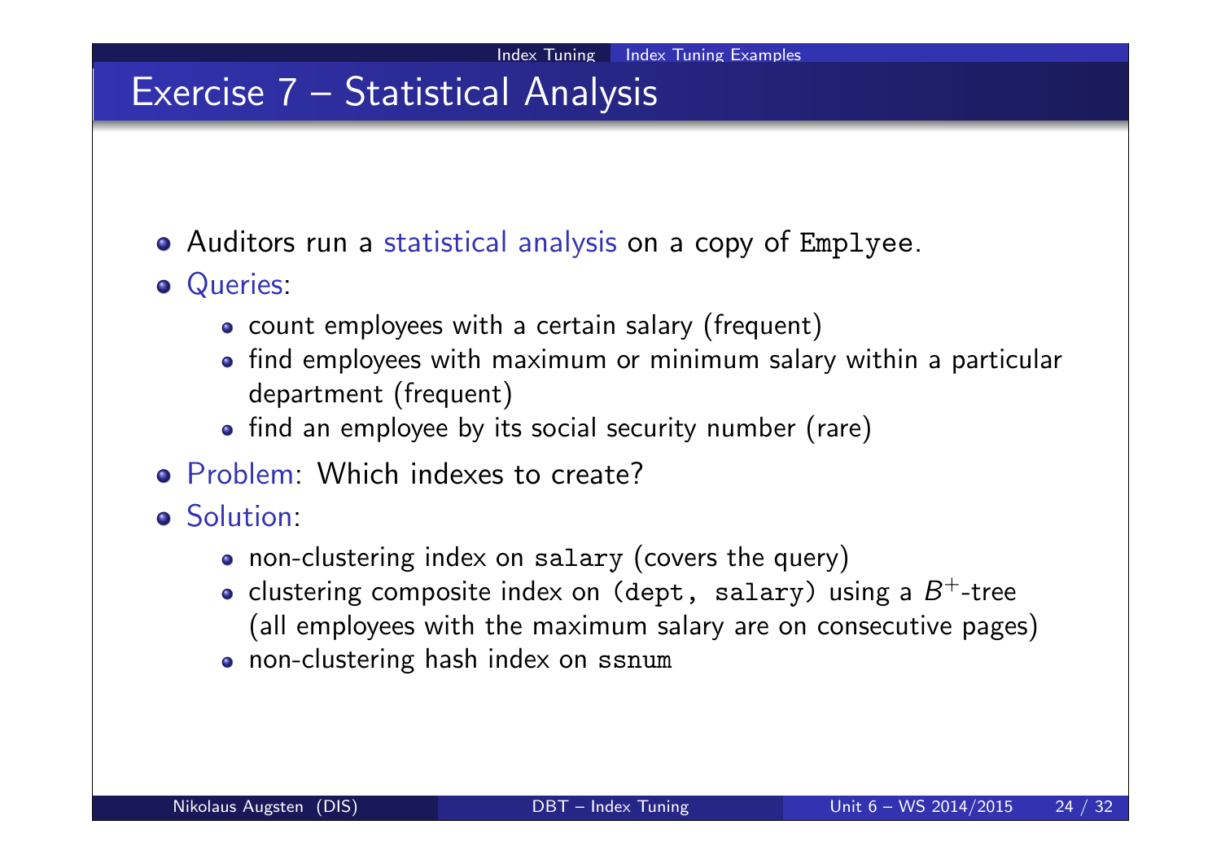# Exercise 7 – Statistical Analysis

- Auditors run a statistical analysis on a copy of `Emplyee`.
- Queries:
  - count employees with a certain salary (frequent)
  - find employees with maximum or minimum salary within a particular department (frequent)
  - find an employee by its social security number (rare)
- Problem: Which indexes to create?
- Solution:
  - non-clustering index on `salary` (covers the query)
  - clustering composite index on `(dept, salary)` using a $B^+$-tree (all employees with the maximum salary are on consecutive pages)
  - non-clustering hash index on `ssnum`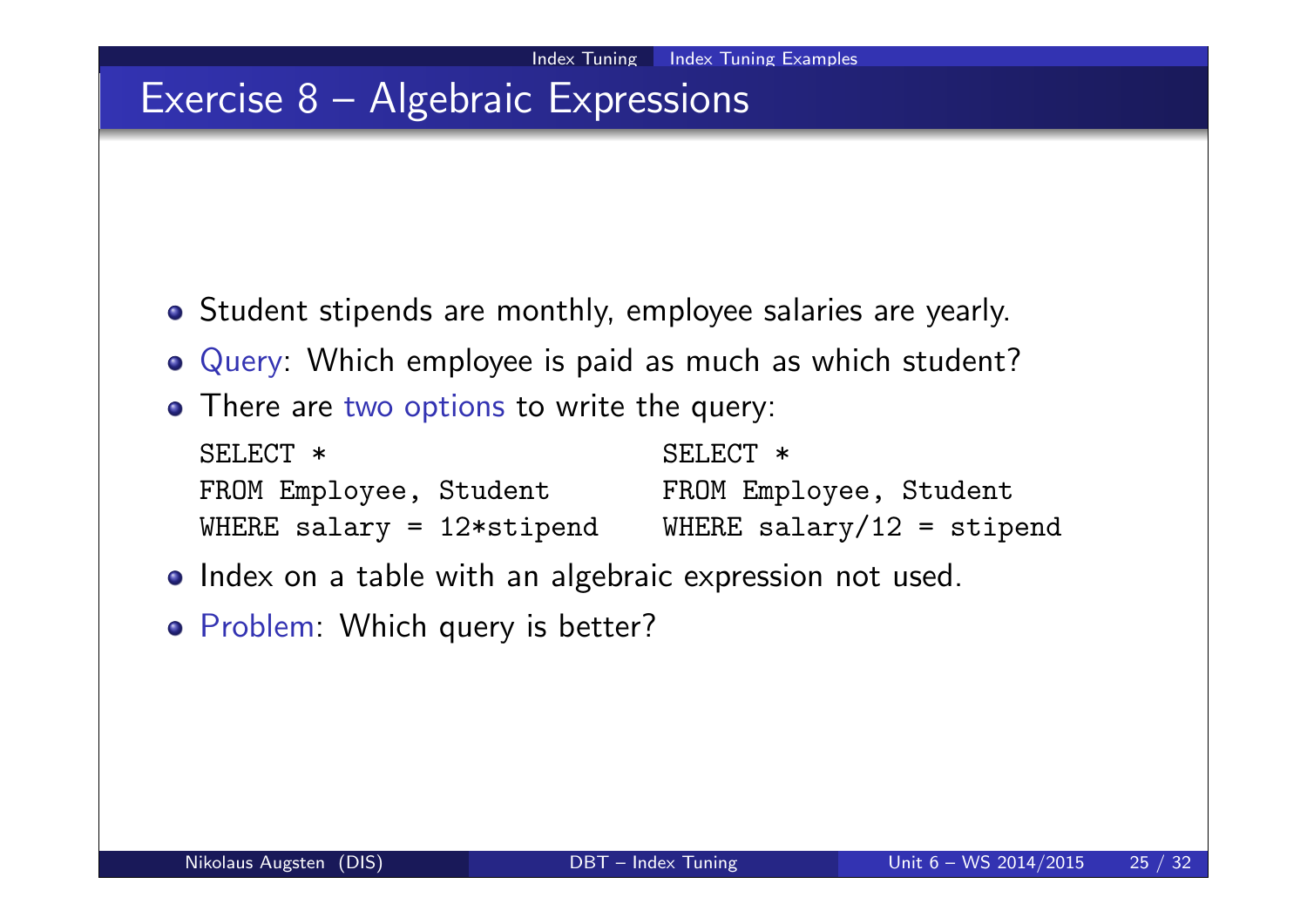# Exercise 8 – Algebraic Expressions

- Student stipends are monthly, employee salaries are yearly.
- Query: Which employee is paid as much as which student?
- There are two options to write the query:

```
SELECT *
FROM Employee, Student
WHERE salary = 12*stipend
```

```
SELECT *
FROM Employee, Student
WHERE salary/12 = stipend
```

- Index on a table with an algebraic expression not used.
- Problem: Which query is better?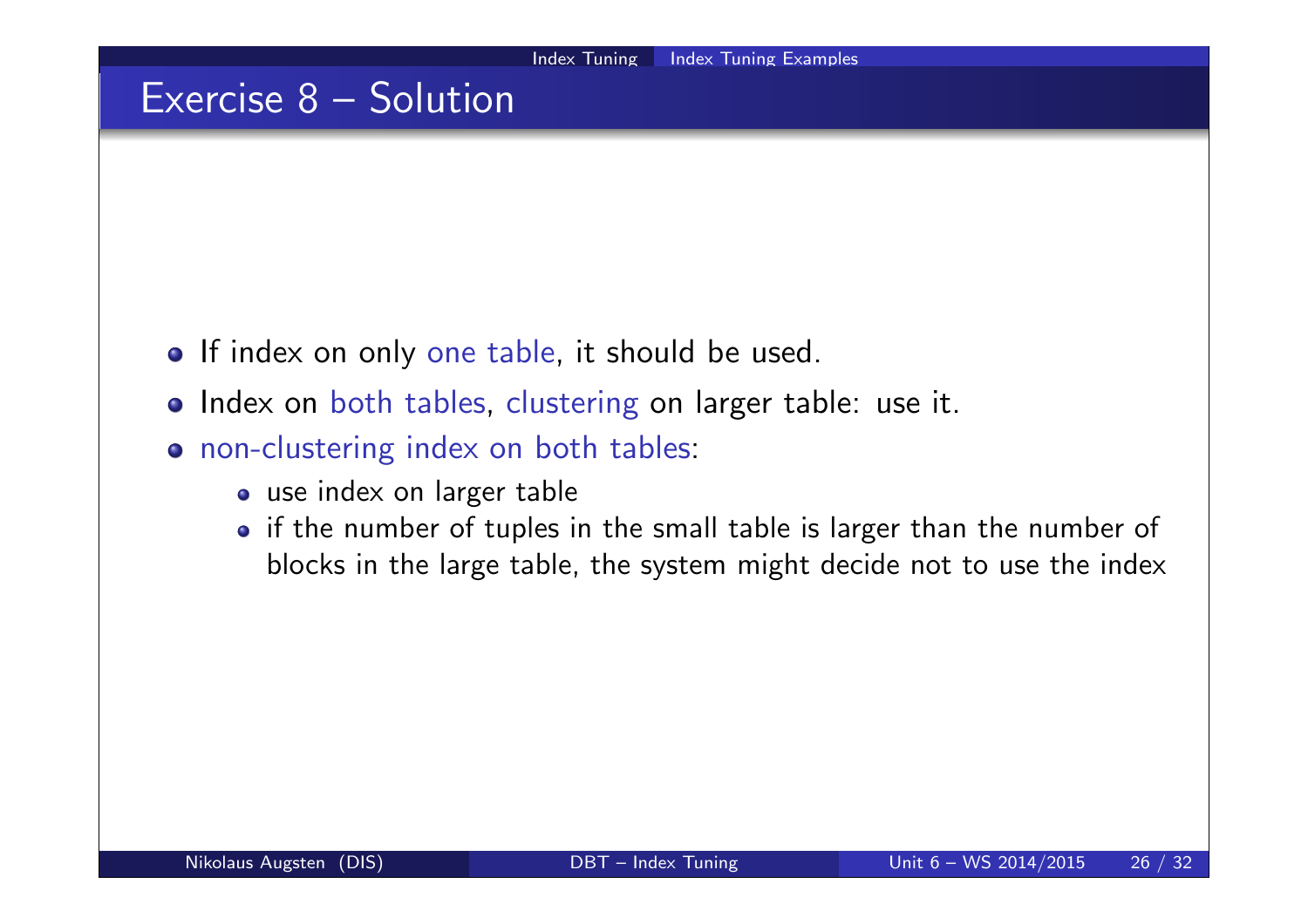## Exercise 8 – Solution

- If index on only one table, it should be used.
- Index on both tables, clustering on larger table: use it.
- non-clustering index on both tables:
  - use index on larger table
  - if the number of tuples in the small table is larger than the number of blocks in the large table, the system might decide not to use the index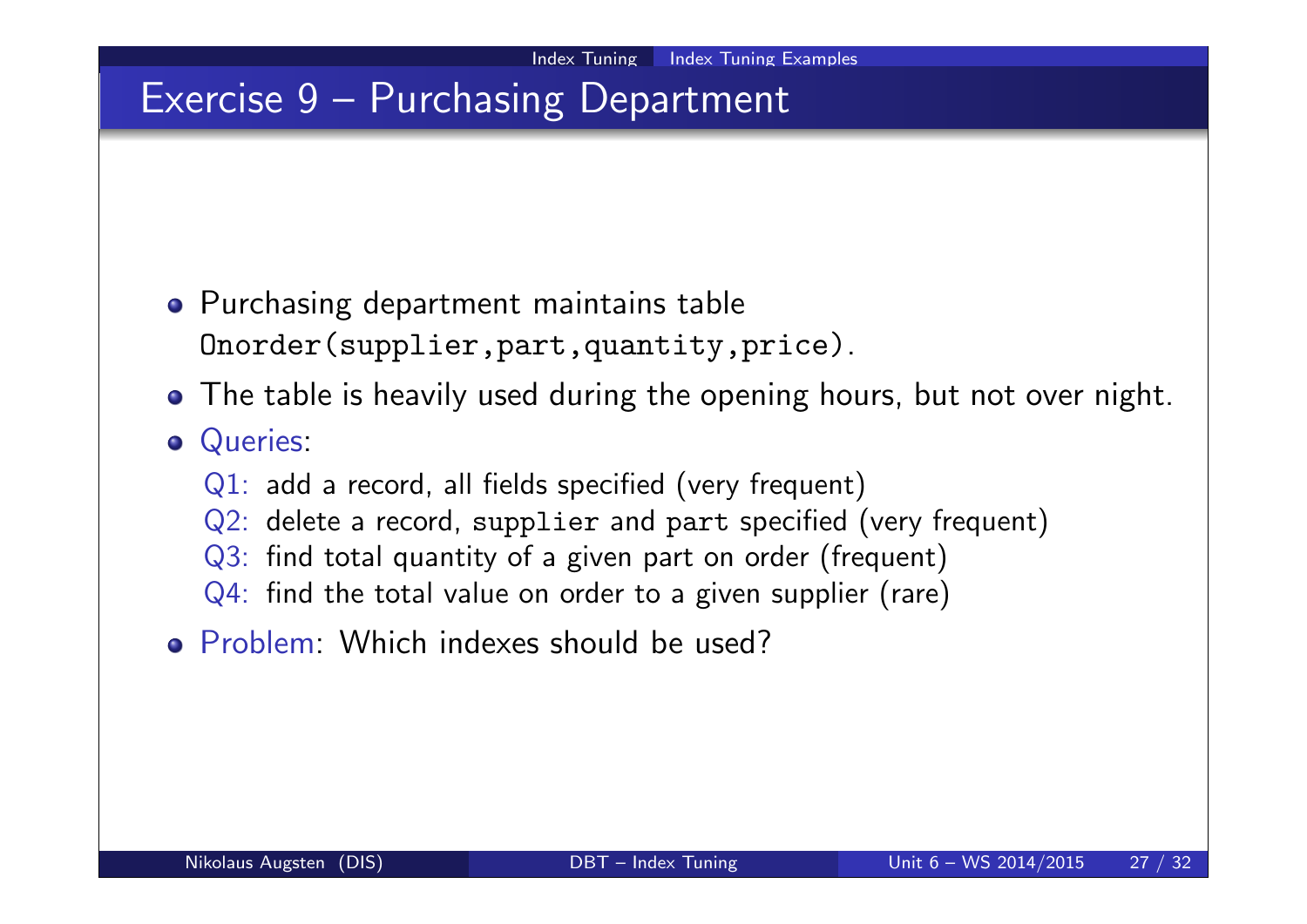# Exercise 9 – Purchasing Department

- Purchasing department maintains table `Onorder(supplier,part,quantity,price)`.
- The table is heavily used during the opening hours, but not over night.
- Queries:
  - Q1: add a record, all fields specified (very frequent)
  - Q2: delete a record, `supplier` and `part` specified (very frequent)
  - Q3: find total quantity of a given part on order (frequent)
  - Q4: find the total value on order to a given supplier (rare)
- Problem: Which indexes should be used?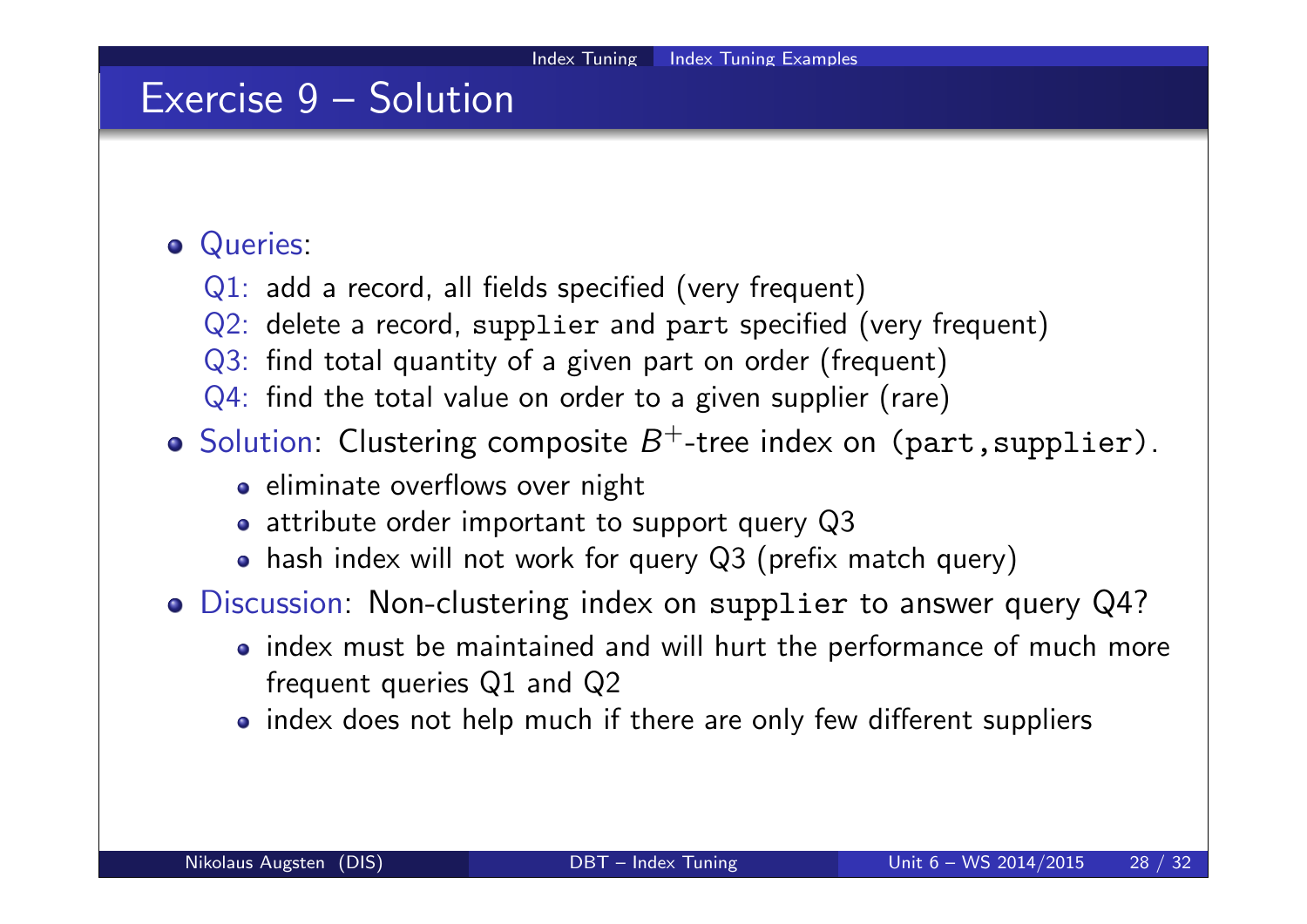# Exercise 9 – Solution

- Queries:
  - Q1: add a record, all fields specified (very frequent)
  - Q2: delete a record, `supplier` and `part` specified (very frequent)
  - Q3: find total quantity of a given part on order (frequent)
  - Q4: find the total value on order to a given supplier (rare)
- Solution: Clustering composite $B^+$-tree index on `(part,supplier)`.
  - eliminate overflows over night
  - attribute order important to support query Q3
  - hash index will not work for query Q3 (prefix match query)
- Discussion: Non-clustering index on `supplier` to answer query Q4?
  - index must be maintained and will hurt the performance of much more frequent queries Q1 and Q2
  - index does not help much if there are only few different suppliers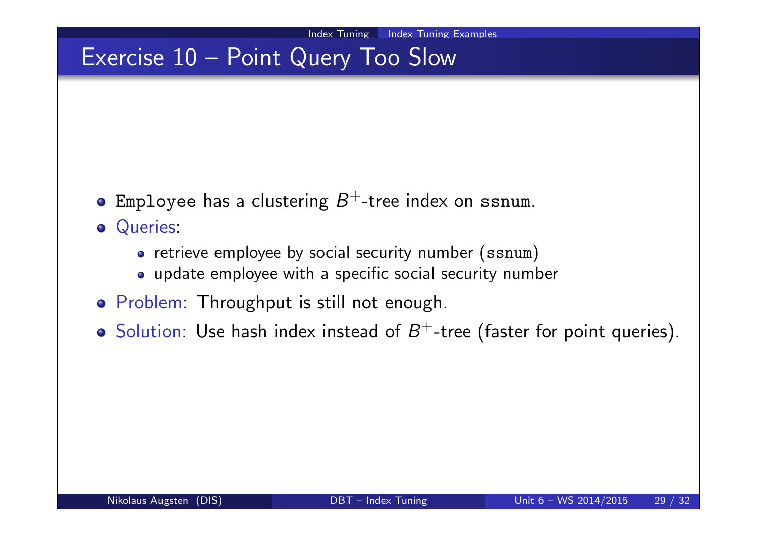# Exercise 10 – Point Query Too Slow

- `Employee` has a clustering $B^+$-tree index on `ssnum`.
- Queries:
  - retrieve employee by social security number (`ssnum`)
  - update employee with a specific social security number
- Problem: Throughput is still not enough.
- Solution: Use hash index instead of $B^+$-tree (faster for point queries).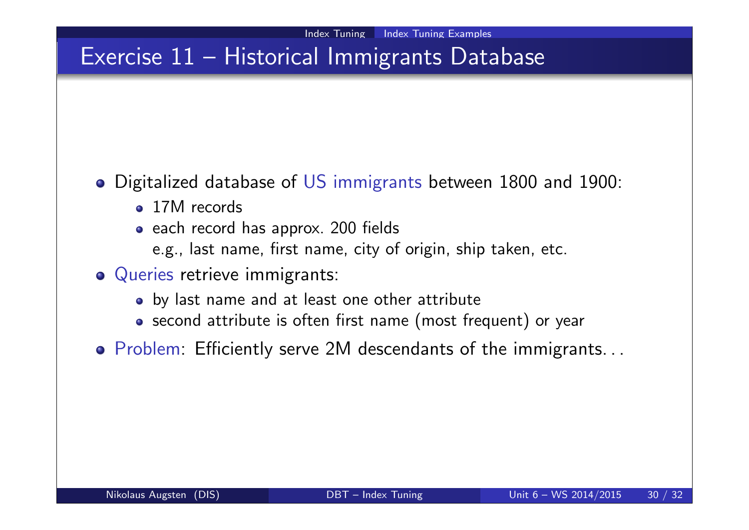# Exercise 11 – Historical Immigrants Database

- Digitalized database of US immigrants between 1800 and 1900:
  - 17M records
  - each record has approx. 200 fields
    e.g., last name, first name, city of origin, ship taken, etc.
- Queries retrieve immigrants:
  - by last name and at least one other attribute
  - second attribute is often first name (most frequent) or year
- Problem: Efficiently serve 2M descendants of the immigrants. . .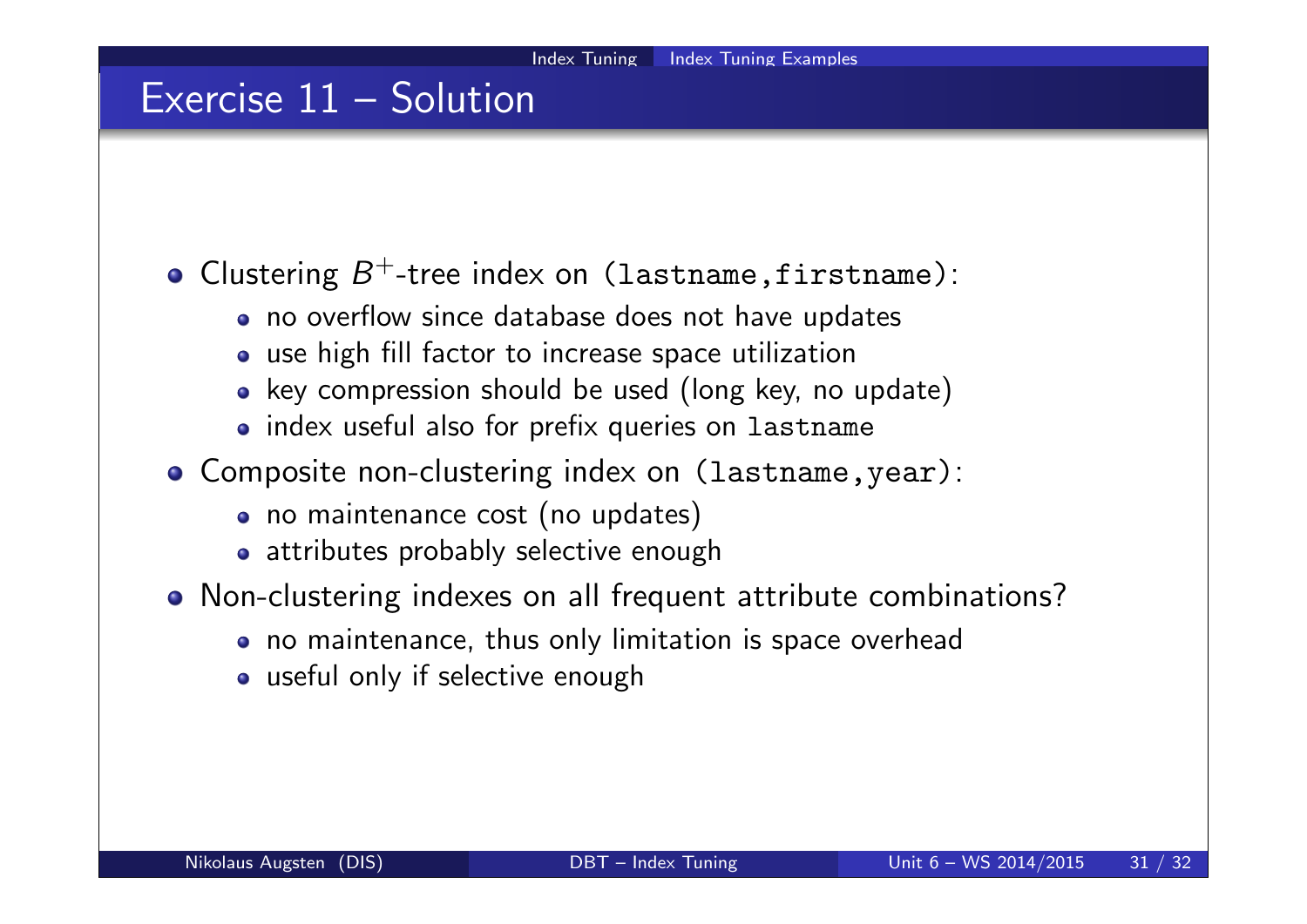# Exercise 11 – Solution

- Clustering $B^+$-tree index on `(lastname,firstname)`:
  - no overflow since database does not have updates
  - use high fill factor to increase space utilization
  - key compression should be used (long key, no update)
  - index useful also for prefix queries on `lastname`
- Composite non-clustering index on `(lastname,year)`:
  - no maintenance cost (no updates)
  - attributes probably selective enough
- Non-clustering indexes on all frequent attribute combinations?
  - no maintenance, thus only limitation is space overhead
  - useful only if selective enough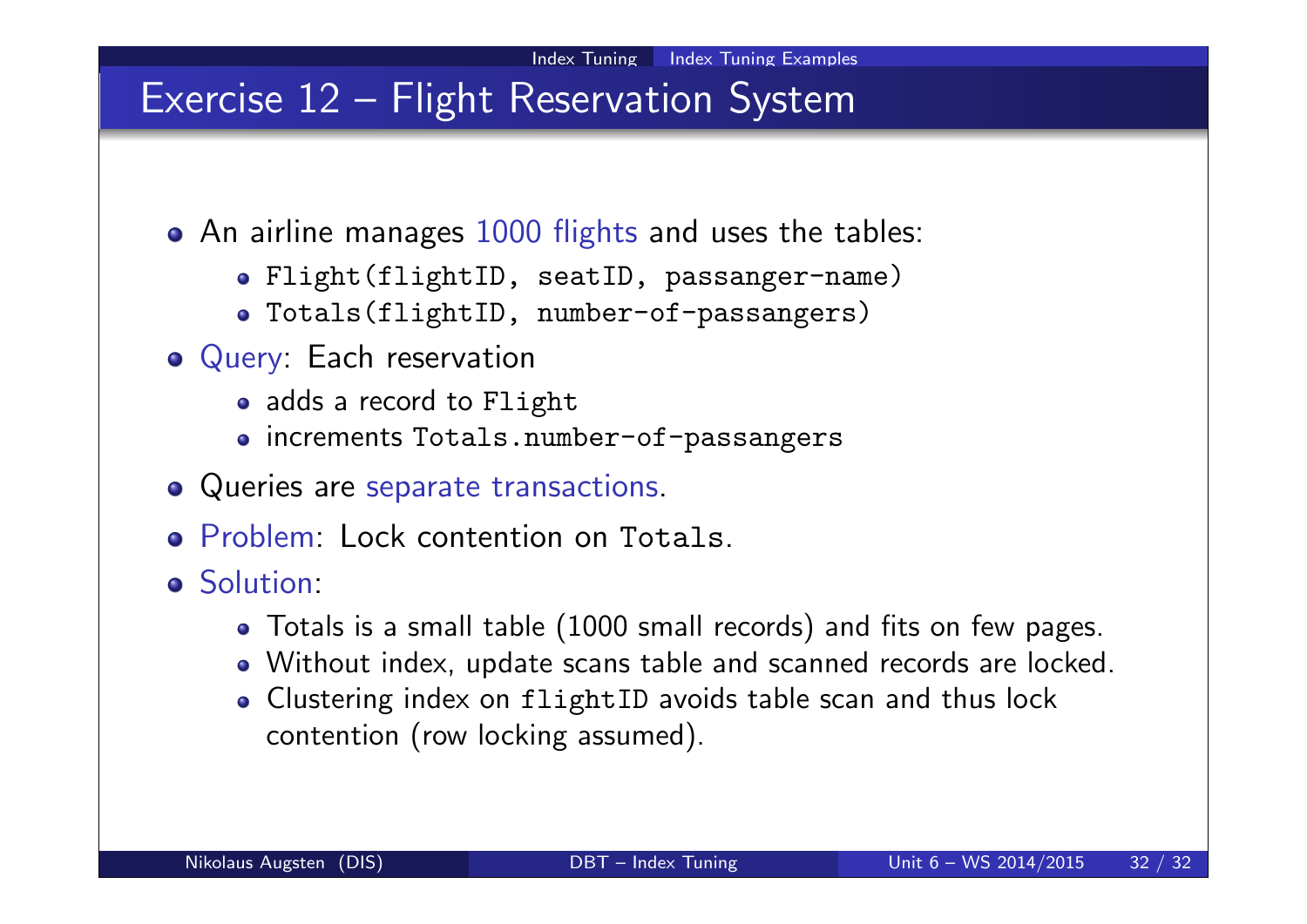# Exercise 12 – Flight Reservation System

- An airline manages 1000 flights and uses the tables:
  - `Flight(flightID, seatID, passanger-name)`
  - `Totals(flightID, number-of-passangers)`
- Query: Each reservation
  - adds a record to `Flight`
  - increments `Totals.number-of-passangers`
- Queries are separate transactions.
- Problem: Lock contention on `Totals`.
- Solution:
  - Totals is a small table (1000 small records) and fits on few pages.
  - Without index, update scans table and scanned records are locked.
  - Clustering index on `flightID` avoids table scan and thus lock contention (row locking assumed).